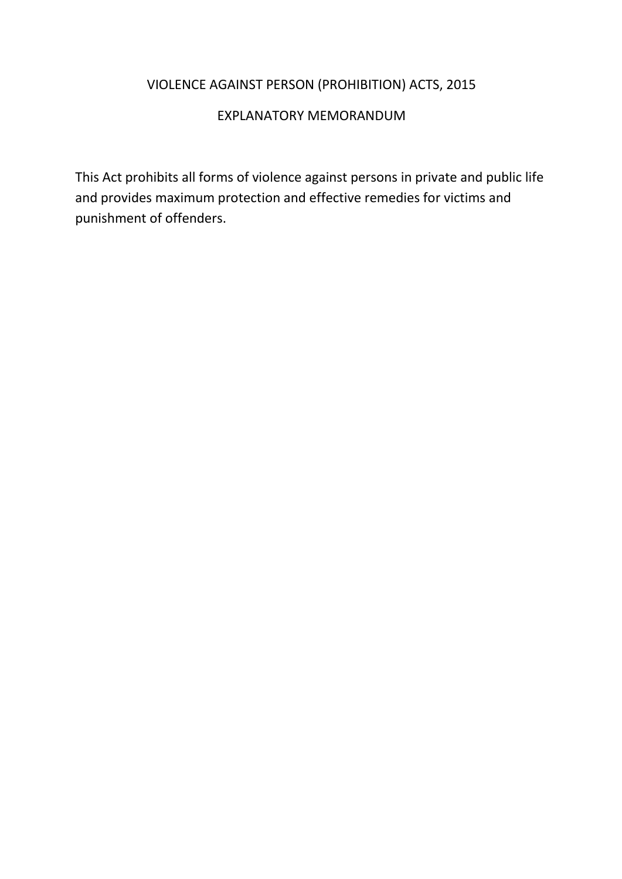# VIOLENCE AGAINST PERSON (PROHIBITION) ACTS, 2015

## EXPLANATORY MEMORANDUM

This Act prohibits all forms of violence against persons in private and public life and provides maximum protection and effective remedies for victims and punishment of offenders.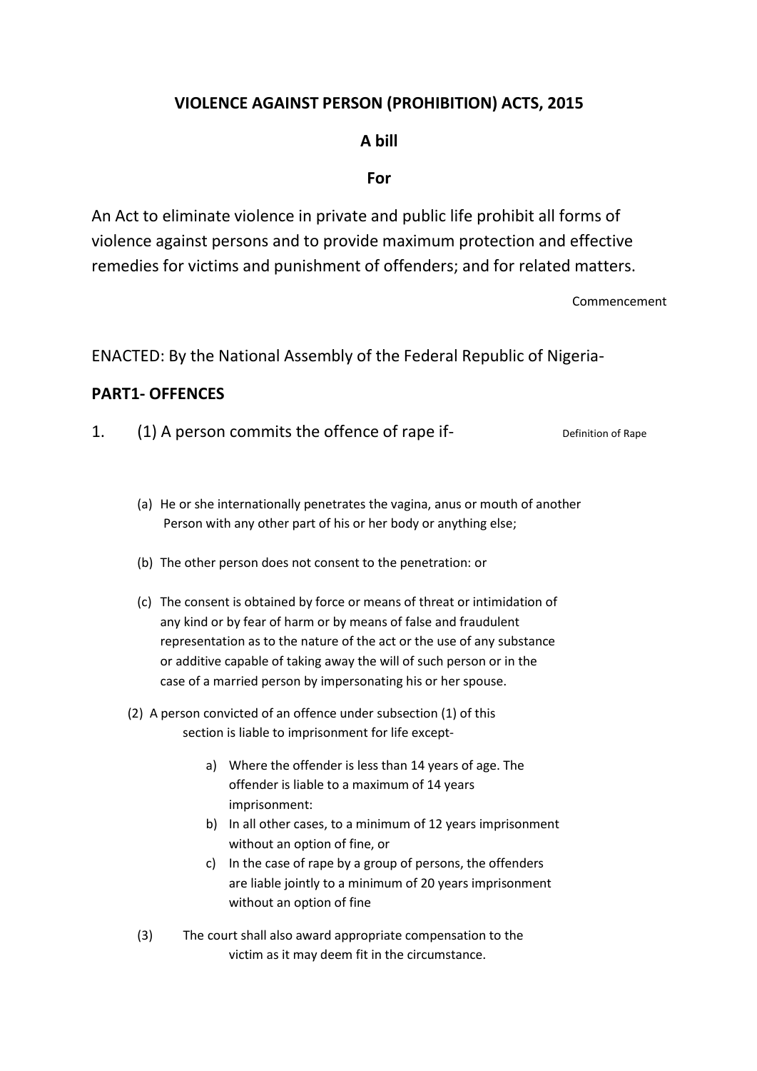**VIOLENCE AGAINST PERSON (PROHIBITION) ACTS, 2015**

**A bill**

**For**

An Act to eliminate violence in private and public life prohibit all forms of violence against persons and to provide maximum protection and effective remedies for victims and punishment of offenders; and for related matters.

Commencement

ENACTED: By the National Assembly of the Federal Republic of Nigeria-

**PART1- OFFENCES**

1. (1) A person commits the offence of rape if- *Definition of Rape*

   (a) He or she internationally penetrates the vagina, anus or mouth of another Person with any other part of his or her body or anything else;

   (b) The other person does not consent to the penetration: or

   (c) The consent is obtained by force or means of threat or intimidation of any kind or by fear of harm or by means of false and fraudulent representation as to the nature of the act or the use of any substance or additive capable of taking away the will of such person or in the case of a married person by impersonating his or her spouse.

   (2) A person convicted of an offence under subsection (1) of this section is liable to imprisonment for life except-

   a) Where the offender is less than 14 years of age. The offender is liable to a maximum of 14 years imprisonment:

   b) In all other cases, to a minimum of 12 years imprisonment without an option of fine, or

   c) In the case of rape by a group of persons, the offenders are liable jointly to a minimum of 20 years imprisonment without an option of fine

   (3) The court shall also award appropriate compensation to the victim as it may deem fit in the circumstance.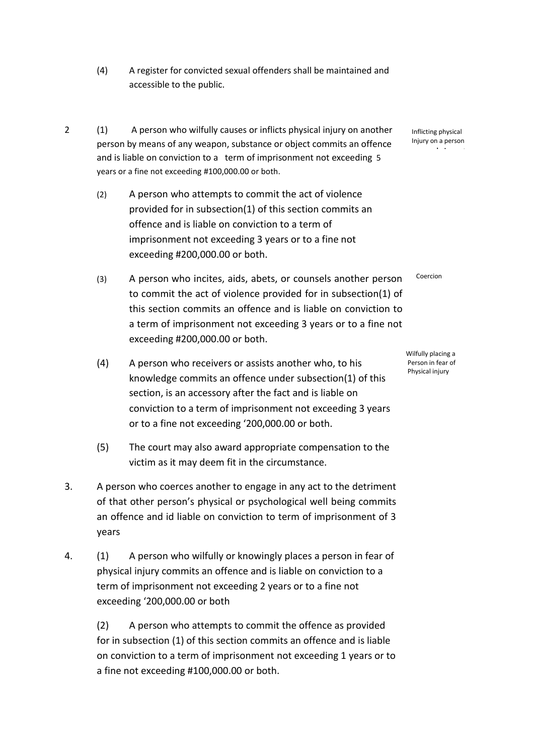(4) A register for convicted sexual offenders shall be maintained and accessible to the public.

2 (1) A person who wilfully causes or inflicts physical injury on another person by means of any weapon, substance or object commits an offence and is liable on conviction to a term of imprisonment not exceeding 5 years or a fine not exceeding #100,000.00 or both.

*Inflicting physical Injury on a person*

(2) A person who attempts to commit the act of violence provided for in subsection(1) of this section commits an offence and is liable on conviction to a term of imprisonment not exceeding 3 years or to a fine not exceeding #200,000.00 or both.

(3) A person who incites, aids, abets, or counsels another person to commit the act of violence provided for in subsection(1) of this section commits an offence and is liable on conviction to a term of imprisonment not exceeding 3 years or to a fine not exceeding #200,000.00 or both.

*Coercion*

(4) A person who receivers or assists another who, to his knowledge commits an offence under subsection(1) of this section, is an accessory after the fact and is liable on conviction to a term of imprisonment not exceeding 3 years or to a fine not exceeding '200,000.00 or both.

*Wilfully placing a Person in fear of Physical injury*

(5) The court may also award appropriate compensation to the victim as it may deem fit in the circumstance.

3. A person who coerces another to engage in any act to the detriment of that other person's physical or psychological well being commits an offence and id liable on conviction to term of imprisonment of 3 years

4. (1) A person who wilfully or knowingly places a person in fear of physical injury commits an offence and is liable on conviction to a term of imprisonment not exceeding 2 years or to a fine not exceeding '200,000.00 or both

(2) A person who attempts to commit the offence as provided for in subsection (1) of this section commits an offence and is liable on conviction to a term of imprisonment not exceeding 1 years or to a fine not exceeding #100,000.00 or both.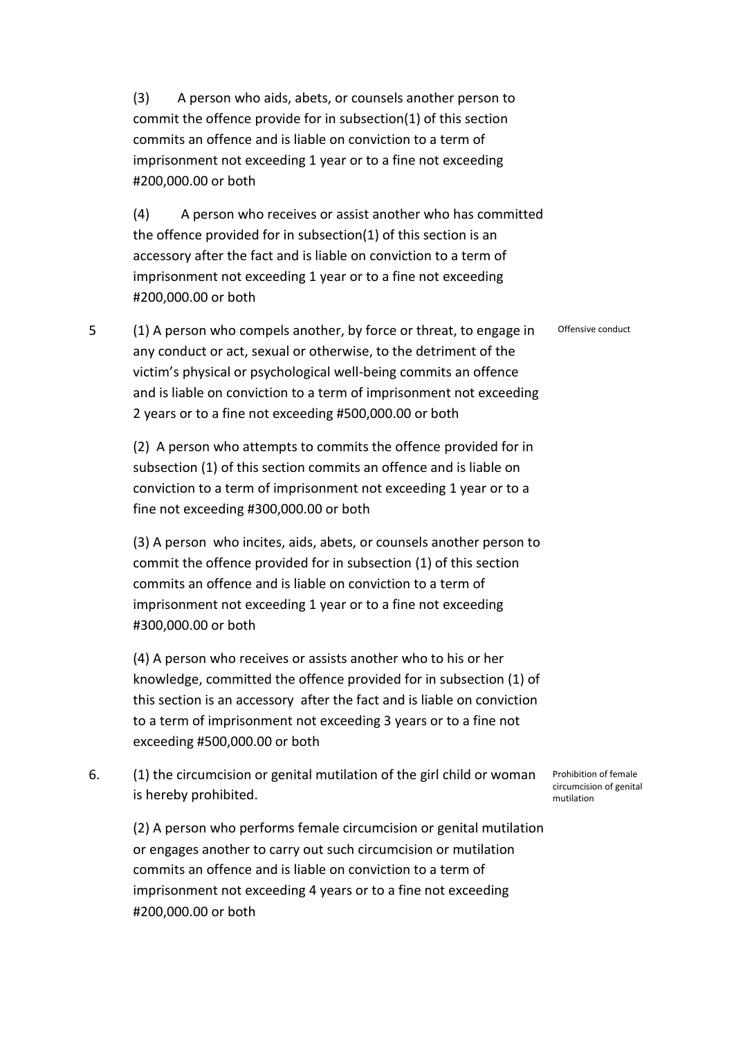(3) A person who aids, abets, or counsels another person to commit the offence provide for in subsection(1) of this section commits an offence and is liable on conviction to a term of imprisonment not exceeding 1 year or to a fine not exceeding #200,000.00 or both

(4) A person who receives or assist another who has committed the offence provided for in subsection(1) of this section is an accessory after the fact and is liable on conviction to a term of imprisonment not exceeding 1 year or to a fine not exceeding #200,000.00 or both

5 (1) A person who compels another, by force or threat, to engage in any conduct or act, sexual or otherwise, to the detriment of the victim's physical or psychological well-being commits an offence and is liable on conviction to a term of imprisonment not exceeding 2 years or to a fine not exceeding #500,000.00 or both

*Offensive conduct*

(2) A person who attempts to commits the offence provided for in subsection (1) of this section commits an offence and is liable on conviction to a term of imprisonment not exceeding 1 year or to a fine not exceeding #300,000.00 or both

(3) A person who incites, aids, abets, or counsels another person to commit the offence provided for in subsection (1) of this section commits an offence and is liable on conviction to a term of imprisonment not exceeding 1 year or to a fine not exceeding #300,000.00 or both

(4) A person who receives or assists another who to his or her knowledge, committed the offence provided for in subsection (1) of this section is an accessory after the fact and is liable on conviction to a term of imprisonment not exceeding 3 years or to a fine not exceeding #500,000.00 or both

6. (1) the circumcision or genital mutilation of the girl child or woman is hereby prohibited.

*Prohibition of female circumcision of genital mutilation*

(2) A person who performs female circumcision or genital mutilation or engages another to carry out such circumcision or mutilation commits an offence and is liable on conviction to a term of imprisonment not exceeding 4 years or to a fine not exceeding #200,000.00 or both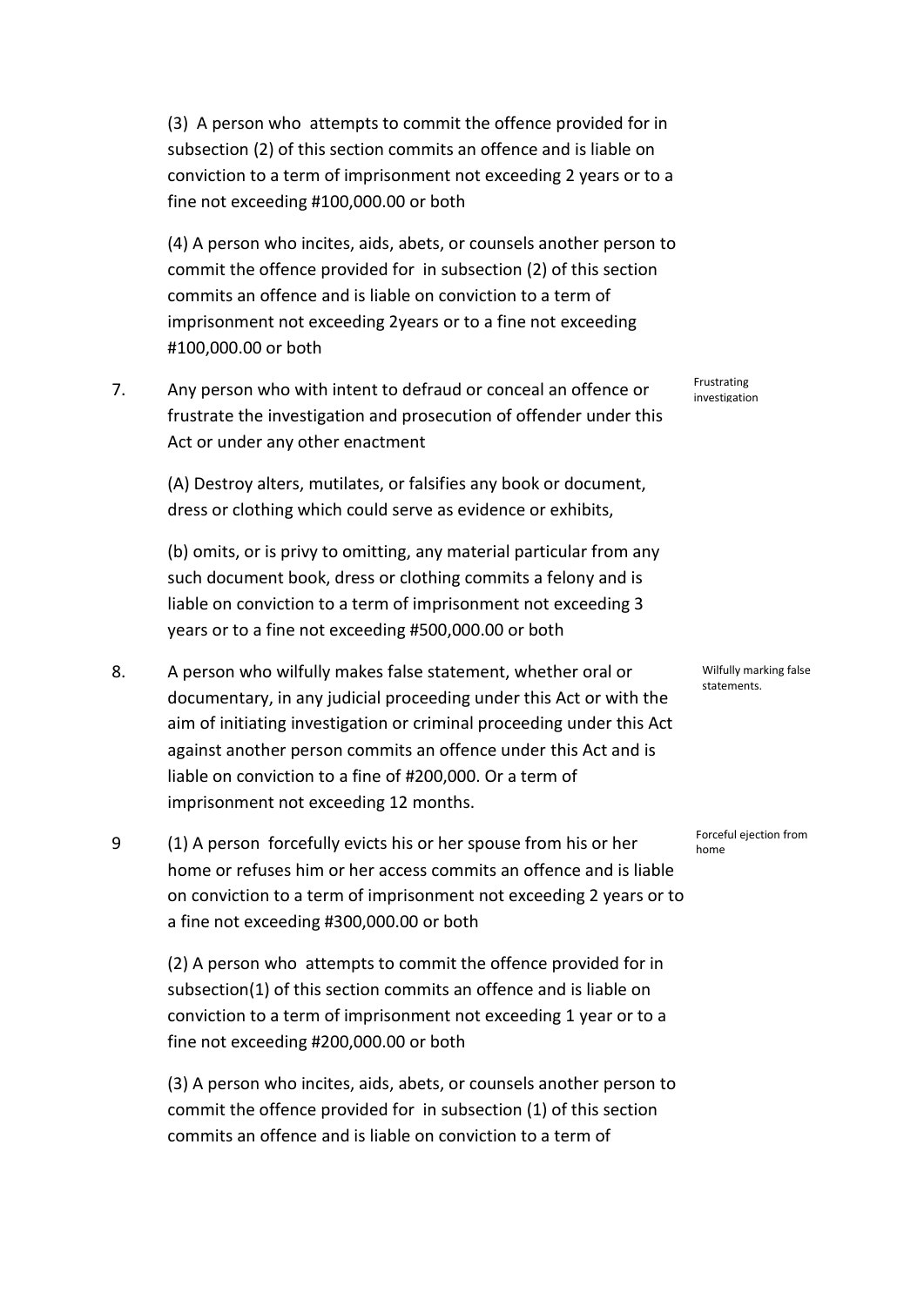(3) A person who attempts to commit the offence provided for in subsection (2) of this section commits an offence and is liable on conviction to a term of imprisonment not exceeding 2 years or to a fine not exceeding #100,000.00 or both

(4) A person who incites, aids, abets, or counsels another person to commit the offence provided for in subsection (2) of this section commits an offence and is liable on conviction to a term of imprisonment not exceeding 2years or to a fine not exceeding #100,000.00 or both

**Frustrating investigation**

7. Any person who with intent to defraud or conceal an offence or frustrate the investigation and prosecution of offender under this Act or under any other enactment

(A) Destroy alters, mutilates, or falsifies any book or document, dress or clothing which could serve as evidence or exhibits,

(b) omits, or is privy to omitting, any material particular from any such document book, dress or clothing commits a felony and is liable on conviction to a term of imprisonment not exceeding 3 years or to a fine not exceeding #500,000.00 or both

**Wilfully marking false statements.**

8. A person who wilfully makes false statement, whether oral or documentary, in any judicial proceeding under this Act or with the aim of initiating investigation or criminal proceeding under this Act against another person commits an offence under this Act and is liable on conviction to a fine of #200,000. Or a term of imprisonment not exceeding 12 months.

**Forceful ejection from home**

9 (1) A person forcefully evicts his or her spouse from his or her home or refuses him or her access commits an offence and is liable on conviction to a term of imprisonment not exceeding 2 years or to a fine not exceeding #300,000.00 or both

(2) A person who attempts to commit the offence provided for in subsection(1) of this section commits an offence and is liable on conviction to a term of imprisonment not exceeding 1 year or to a fine not exceeding #200,000.00 or both

(3) A person who incites, aids, abets, or counsels another person to commit the offence provided for in subsection (1) of this section commits an offence and is liable on conviction to a term of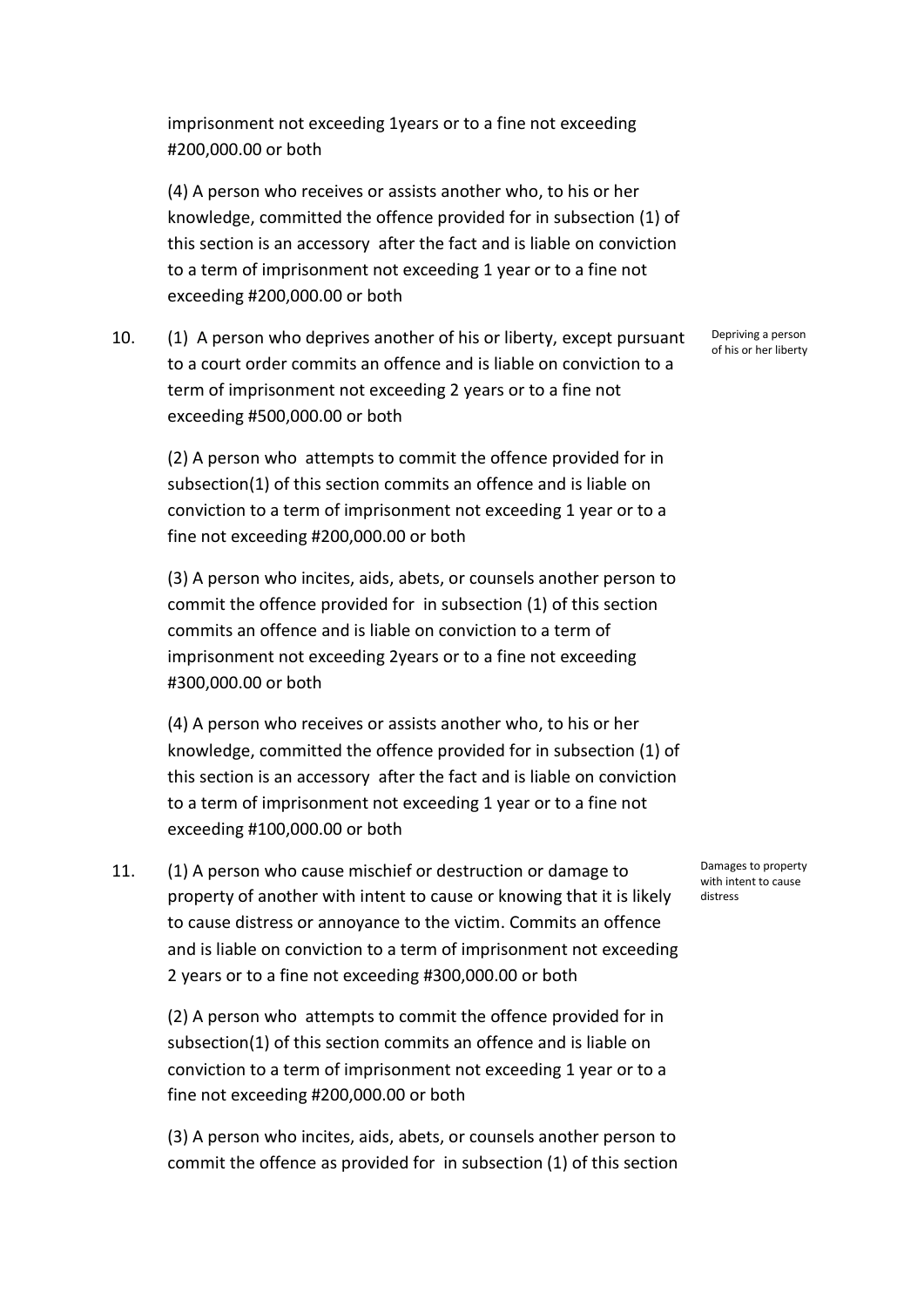imprisonment not exceeding 1years or to a fine not exceeding #200,000.00 or both

(4) A person who receives or assists another who, to his or her knowledge, committed the offence provided for in subsection (1) of this section is an accessory after the fact and is liable on conviction to a term of imprisonment not exceeding 1 year or to a fine not exceeding #200,000.00 or both

10. *Depriving a person of his or her liberty*

(1) A person who deprives another of his or liberty, except pursuant to a court order commits an offence and is liable on conviction to a term of imprisonment not exceeding 2 years or to a fine not exceeding #500,000.00 or both

(2) A person who attempts to commit the offence provided for in subsection(1) of this section commits an offence and is liable on conviction to a term of imprisonment not exceeding 1 year or to a fine not exceeding #200,000.00 or both

(3) A person who incites, aids, abets, or counsels another person to commit the offence provided for in subsection (1) of this section commits an offence and is liable on conviction to a term of imprisonment not exceeding 2years or to a fine not exceeding #300,000.00 or both

(4) A person who receives or assists another who, to his or her knowledge, committed the offence provided for in subsection (1) of this section is an accessory after the fact and is liable on conviction to a term of imprisonment not exceeding 1 year or to a fine not exceeding #100,000.00 or both

11. *Damages to property with intent to cause distress*

(1) A person who cause mischief or destruction or damage to property of another with intent to cause or knowing that it is likely to cause distress or annoyance to the victim. Commits an offence and is liable on conviction to a term of imprisonment not exceeding 2 years or to a fine not exceeding #300,000.00 or both

(2) A person who attempts to commit the offence provided for in subsection(1) of this section commits an offence and is liable on conviction to a term of imprisonment not exceeding 1 year or to a fine not exceeding #200,000.00 or both

(3) A person who incites, aids, abets, or counsels another person to commit the offence as provided for in subsection (1) of this section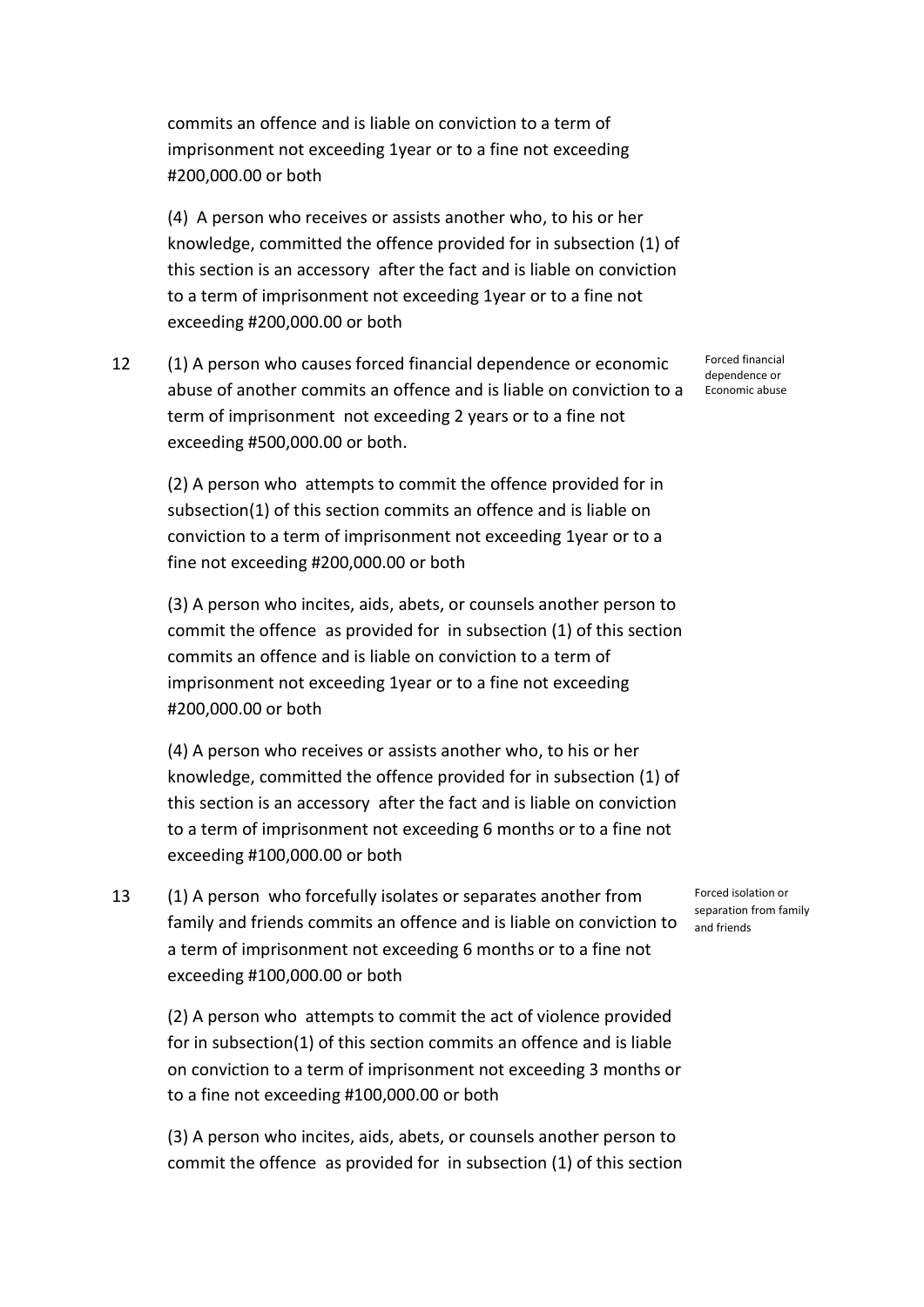commits an offence and is liable on conviction to a term of imprisonment not exceeding 1year or to a fine not exceeding #200,000.00 or both

(4) A person who receives or assists another who, to his or her knowledge, committed the offence provided for in subsection (1) of this section is an accessory after the fact and is liable on conviction to a term of imprisonment not exceeding 1year or to a fine not exceeding #200,000.00 or both

12 (1) A person who causes forced financial dependence or economic abuse of another commits an offence and is liable on conviction to a term of imprisonment not exceeding 2 years or to a fine not exceeding #500,000.00 or both.

*Forced financial dependence or Economic abuse*

(2) A person who attempts to commit the offence provided for in subsection(1) of this section commits an offence and is liable on conviction to a term of imprisonment not exceeding 1year or to a fine not exceeding #200,000.00 or both

(3) A person who incites, aids, abets, or counsels another person to commit the offence as provided for in subsection (1) of this section commits an offence and is liable on conviction to a term of imprisonment not exceeding 1year or to a fine not exceeding #200,000.00 or both

(4) A person who receives or assists another who, to his or her knowledge, committed the offence provided for in subsection (1) of this section is an accessory after the fact and is liable on conviction to a term of imprisonment not exceeding 6 months or to a fine not exceeding #100,000.00 or both

13 (1) A person who forcefully isolates or separates another from family and friends commits an offence and is liable on conviction to a term of imprisonment not exceeding 6 months or to a fine not exceeding #100,000.00 or both

*Forced isolation or separation from family and friends*

(2) A person who attempts to commit the act of violence provided for in subsection(1) of this section commits an offence and is liable on conviction to a term of imprisonment not exceeding 3 months or to a fine not exceeding #100,000.00 or both

(3) A person who incites, aids, abets, or counsels another person to commit the offence as provided for in subsection (1) of this section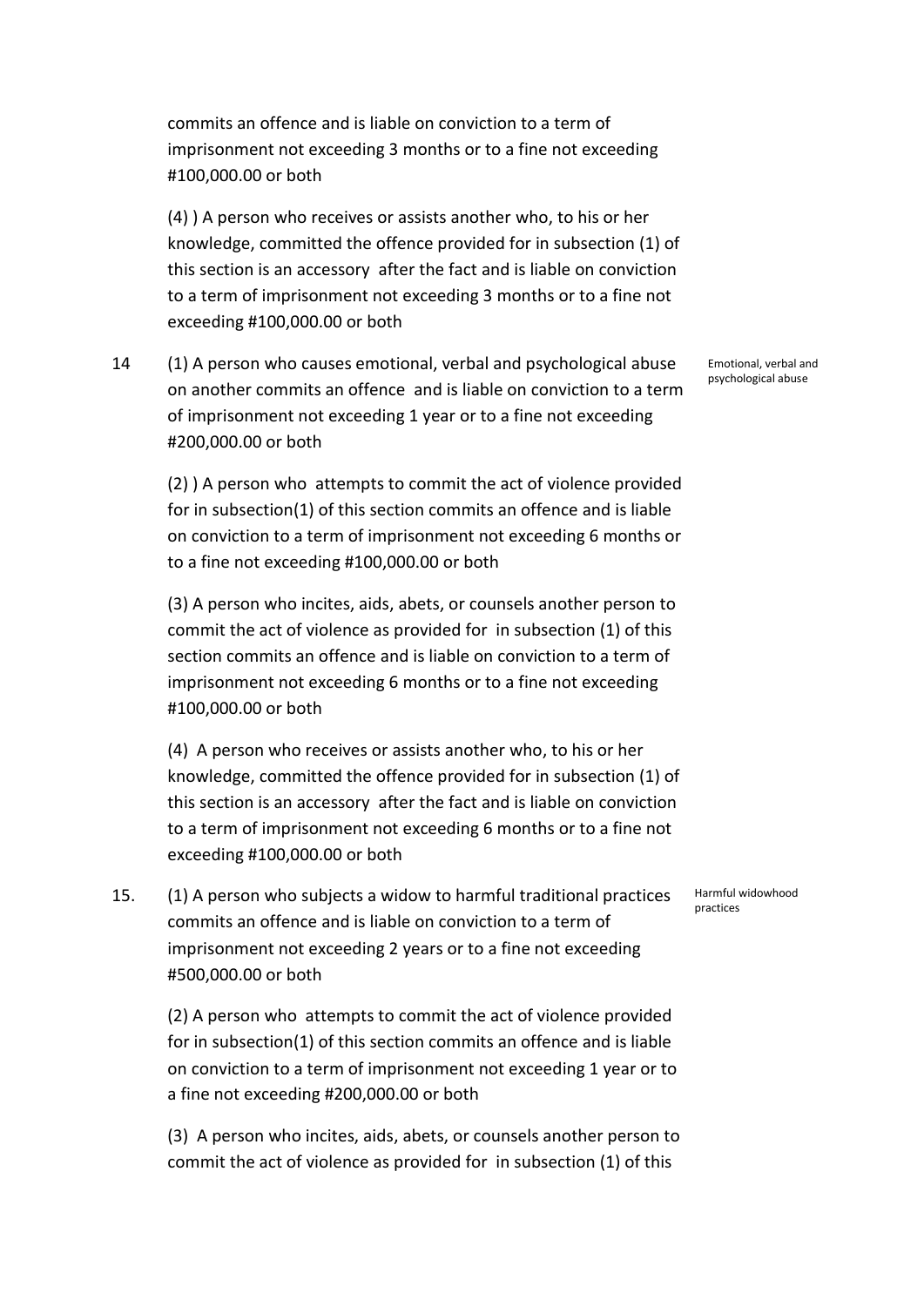commits an offence and is liable on conviction to a term of imprisonment not exceeding 3 months or to a fine not exceeding #100,000.00 or both

(4) ) A person who receives or assists another who, to his or her knowledge, committed the offence provided for in subsection (1) of this section is an accessory after the fact and is liable on conviction to a term of imprisonment not exceeding 3 months or to a fine not exceeding #100,000.00 or both

14 (1) A person who causes emotional, verbal and psychological abuse on another commits an offence and is liable on conviction to a term of imprisonment not exceeding 1 year or to a fine not exceeding #200,000.00 or both

*Emotional, verbal and psychological abuse*

(2) ) A person who attempts to commit the act of violence provided for in subsection(1) of this section commits an offence and is liable on conviction to a term of imprisonment not exceeding 6 months or to a fine not exceeding #100,000.00 or both

(3) A person who incites, aids, abets, or counsels another person to commit the act of violence as provided for in subsection (1) of this section commits an offence and is liable on conviction to a term of imprisonment not exceeding 6 months or to a fine not exceeding #100,000.00 or both

(4) A person who receives or assists another who, to his or her knowledge, committed the offence provided for in subsection (1) of this section is an accessory after the fact and is liable on conviction to a term of imprisonment not exceeding 6 months or to a fine not exceeding #100,000.00 or both

15. (1) A person who subjects a widow to harmful traditional practices commits an offence and is liable on conviction to a term of imprisonment not exceeding 2 years or to a fine not exceeding #500,000.00 or both

*Harmful widowhood practices*

(2) A person who attempts to commit the act of violence provided for in subsection(1) of this section commits an offence and is liable on conviction to a term of imprisonment not exceeding 1 year or to a fine not exceeding #200,000.00 or both

(3) A person who incites, aids, abets, or counsels another person to commit the act of violence as provided for in subsection (1) of this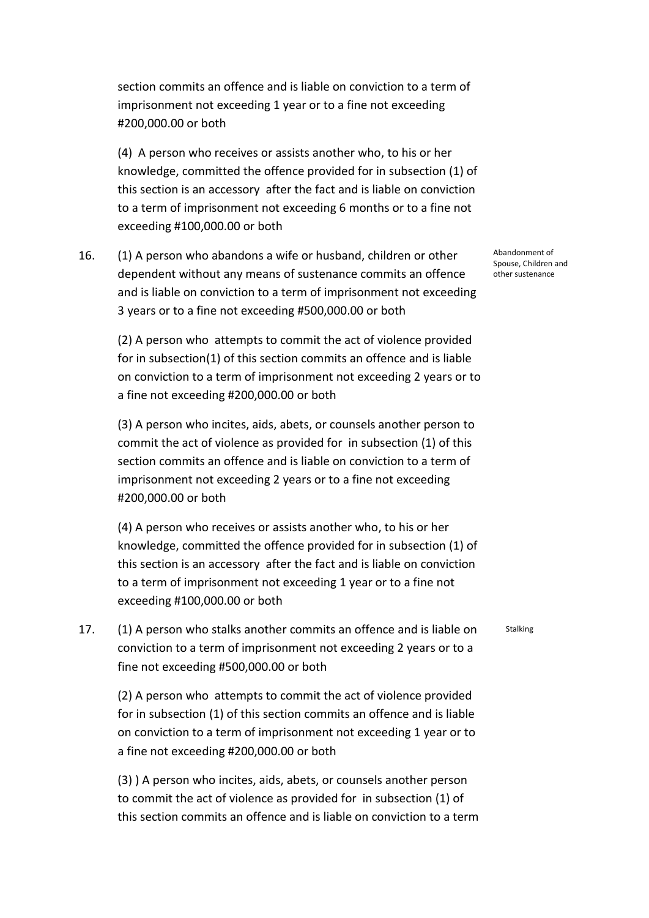section commits an offence and is liable on conviction to a term of imprisonment not exceeding 1 year or to a fine not exceeding #200,000.00 or both

(4) A person who receives or assists another who, to his or her knowledge, committed the offence provided for in subsection (1) of this section is an accessory after the fact and is liable on conviction to a term of imprisonment not exceeding 6 months or to a fine not exceeding #100,000.00 or both

16. *Abandonment of Spouse, Children and other sustenance*

(1) A person who abandons a wife or husband, children or other dependent without any means of sustenance commits an offence and is liable on conviction to a term of imprisonment not exceeding 3 years or to a fine not exceeding #500,000.00 or both

(2) A person who attempts to commit the act of violence provided for in subsection(1) of this section commits an offence and is liable on conviction to a term of imprisonment not exceeding 2 years or to a fine not exceeding #200,000.00 or both

(3) A person who incites, aids, abets, or counsels another person to commit the act of violence as provided for in subsection (1) of this section commits an offence and is liable on conviction to a term of imprisonment not exceeding 2 years or to a fine not exceeding #200,000.00 or both

(4) A person who receives or assists another who, to his or her knowledge, committed the offence provided for in subsection (1) of this section is an accessory after the fact and is liable on conviction to a term of imprisonment not exceeding 1 year or to a fine not exceeding #100,000.00 or both

17. *Stalking*

(1) A person who stalks another commits an offence and is liable on conviction to a term of imprisonment not exceeding 2 years or to a fine not exceeding #500,000.00 or both

(2) A person who attempts to commit the act of violence provided for in subsection (1) of this section commits an offence and is liable on conviction to a term of imprisonment not exceeding 1 year or to a fine not exceeding #200,000.00 or both

(3) ) A person who incites, aids, abets, or counsels another person to commit the act of violence as provided for in subsection (1) of this section commits an offence and is liable on conviction to a term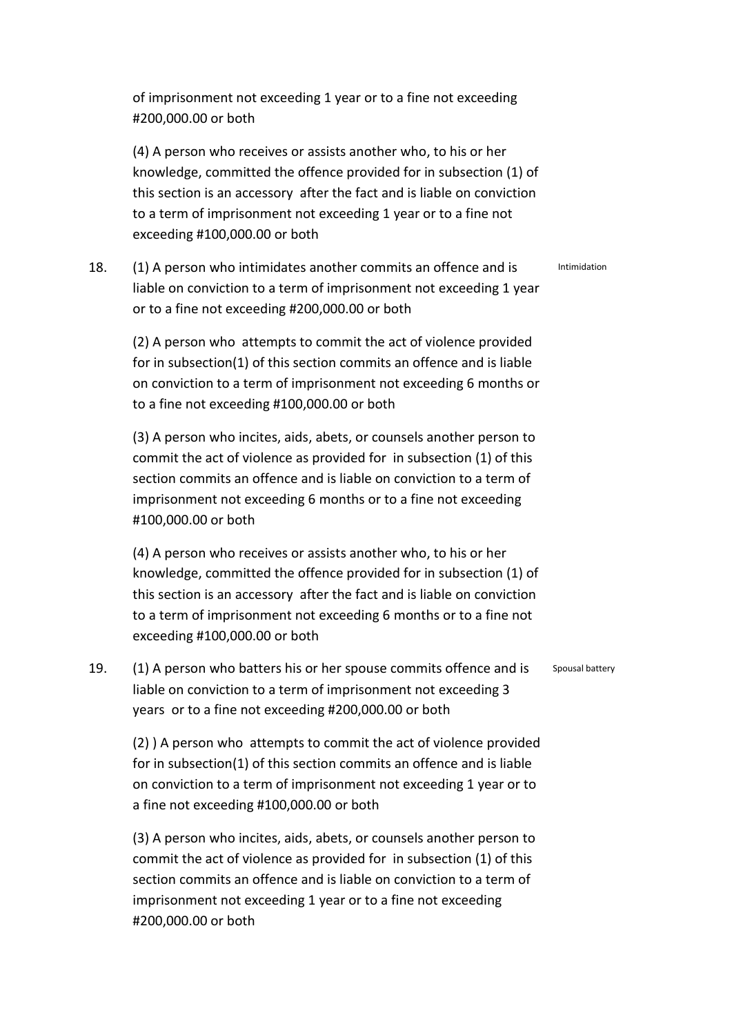of imprisonment not exceeding 1 year or to a fine not exceeding #200,000.00 or both

(4) A person who receives or assists another who, to his or her knowledge, committed the offence provided for in subsection (1) of this section is an accessory after the fact and is liable on conviction to a term of imprisonment not exceeding 1 year or to a fine not exceeding #100,000.00 or both

18. (1) A person who intimidates another commits an offence and is liable on conviction to a term of imprisonment not exceeding 1 year or to a fine not exceeding #200,000.00 or both *Intimidation*

(2) A person who attempts to commit the act of violence provided for in subsection(1) of this section commits an offence and is liable on conviction to a term of imprisonment not exceeding 6 months or to a fine not exceeding #100,000.00 or both

(3) A person who incites, aids, abets, or counsels another person to commit the act of violence as provided for in subsection (1) of this section commits an offence and is liable on conviction to a term of imprisonment not exceeding 6 months or to a fine not exceeding #100,000.00 or both

(4) A person who receives or assists another who, to his or her knowledge, committed the offence provided for in subsection (1) of this section is an accessory after the fact and is liable on conviction to a term of imprisonment not exceeding 6 months or to a fine not exceeding #100,000.00 or both

19. (1) A person who batters his or her spouse commits offence and is liable on conviction to a term of imprisonment not exceeding 3 years or to a fine not exceeding #200,000.00 or both *Spousal battery*

(2) ) A person who attempts to commit the act of violence provided for in subsection(1) of this section commits an offence and is liable on conviction to a term of imprisonment not exceeding 1 year or to a fine not exceeding #100,000.00 or both

(3) A person who incites, aids, abets, or counsels another person to commit the act of violence as provided for in subsection (1) of this section commits an offence and is liable on conviction to a term of imprisonment not exceeding 1 year or to a fine not exceeding #200,000.00 or both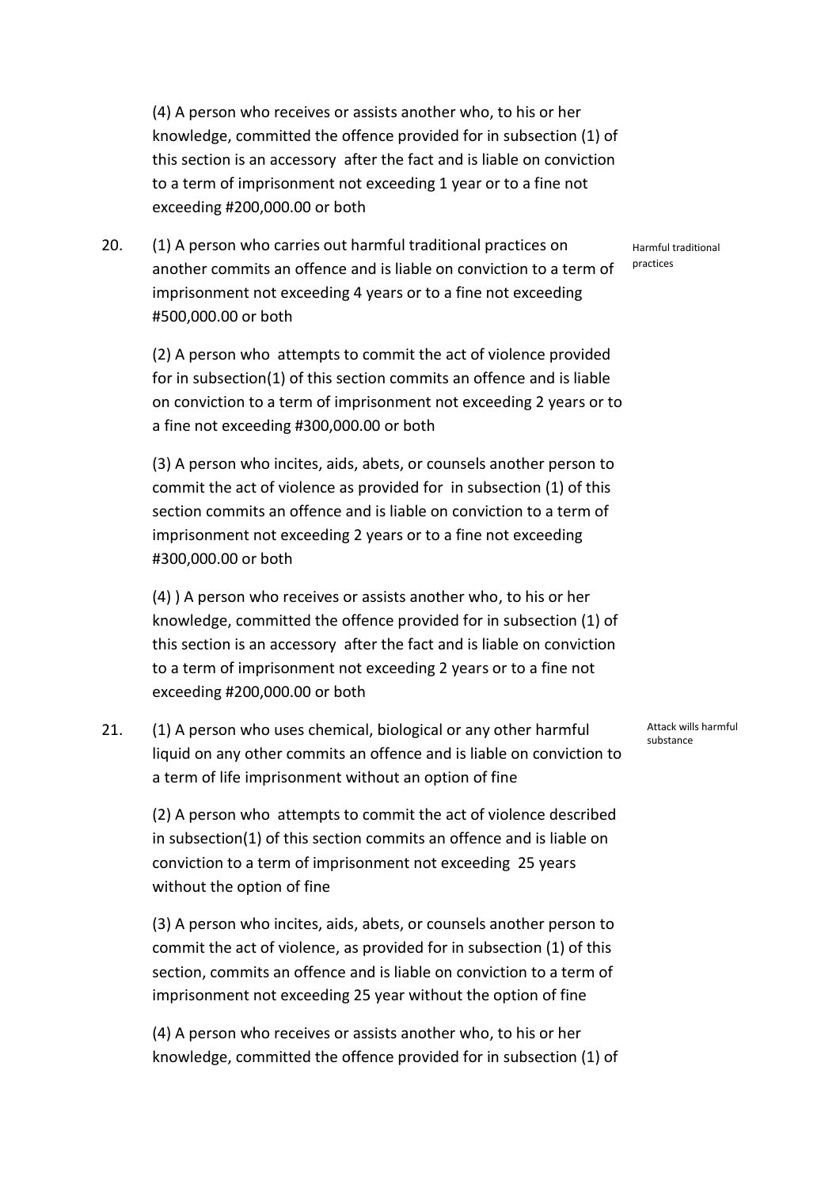(4) A person who receives or assists another who, to his or her knowledge, committed the offence provided for in subsection (1) of this section is an accessory after the fact and is liable on conviction to a term of imprisonment not exceeding 1 year or to a fine not exceeding #200,000.00 or both

20. (1) A person who carries out harmful traditional practices on another commits an offence and is liable on conviction to a term of imprisonment not exceeding 4 years or to a fine not exceeding #500,000.00 or both

Harmful traditional practices

(2) A person who attempts to commit the act of violence provided for in subsection(1) of this section commits an offence and is liable on conviction to a term of imprisonment not exceeding 2 years or to a fine not exceeding #300,000.00 or both

(3) A person who incites, aids, abets, or counsels another person to commit the act of violence as provided for in subsection (1) of this section commits an offence and is liable on conviction to a term of imprisonment not exceeding 2 years or to a fine not exceeding #300,000.00 or both

(4) ) A person who receives or assists another who, to his or her knowledge, committed the offence provided for in subsection (1) of this section is an accessory after the fact and is liable on conviction to a term of imprisonment not exceeding 2 years or to a fine not exceeding #200,000.00 or both

21. (1) A person who uses chemical, biological or any other harmful liquid on any other commits an offence and is liable on conviction to a term of life imprisonment without an option of fine

Attack wills harmful substance

(2) A person who attempts to commit the act of violence described in subsection(1) of this section commits an offence and is liable on conviction to a term of imprisonment not exceeding 25 years without the option of fine

(3) A person who incites, aids, abets, or counsels another person to commit the act of violence, as provided for in subsection (1) of this section, commits an offence and is liable on conviction to a term of imprisonment not exceeding 25 year without the option of fine

(4) A person who receives or assists another who, to his or her knowledge, committed the offence provided for in subsection (1) of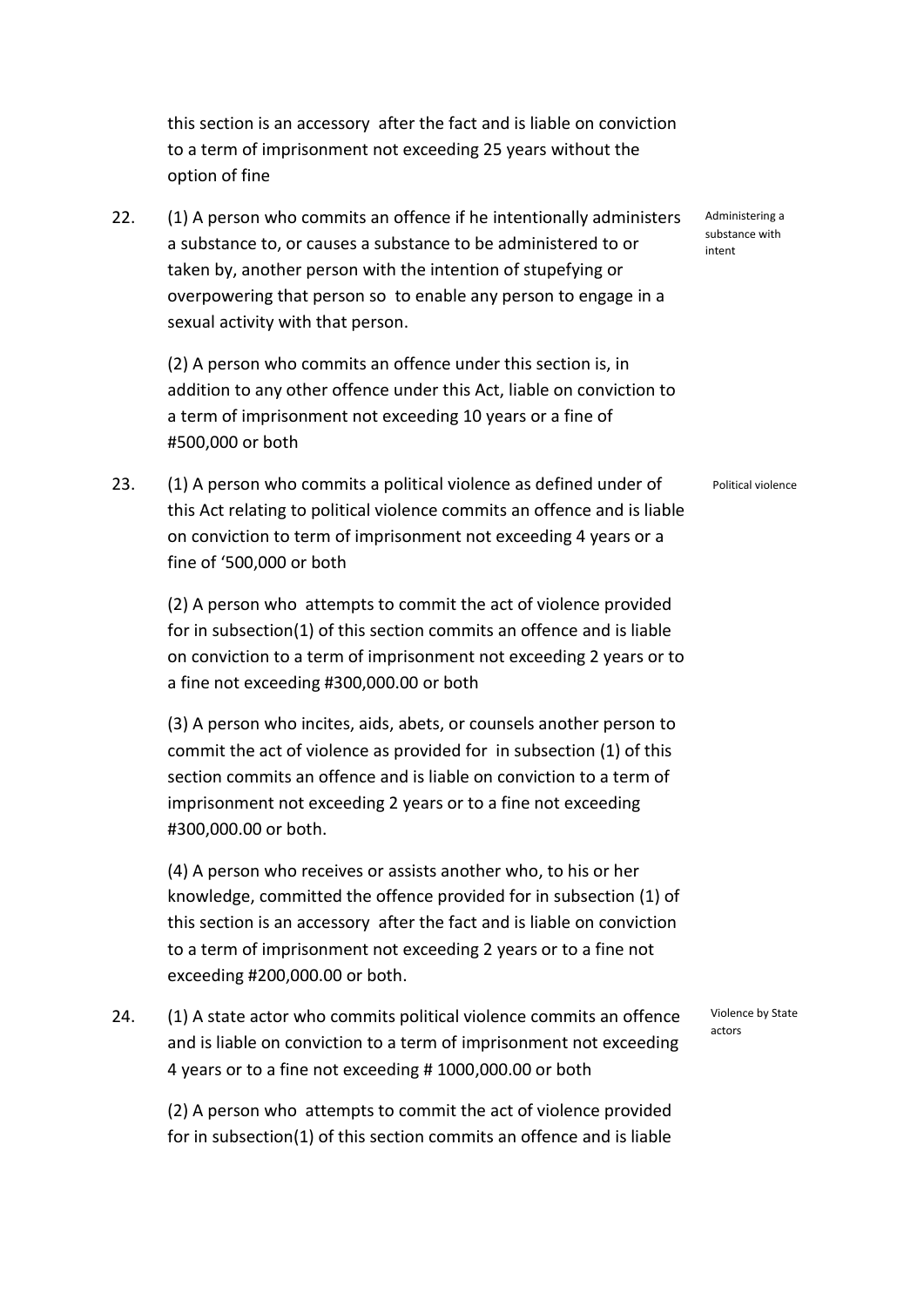this section is an accessory after the fact and is liable on conviction to a term of imprisonment not exceeding 25 years without the option of fine

**22.** *Administering a substance with intent*

(1) A person who commits an offence if he intentionally administers a substance to, or causes a substance to be administered to or taken by, another person with the intention of stupefying or overpowering that person so to enable any person to engage in a sexual activity with that person.

(2) A person who commits an offence under this section is, in addition to any other offence under this Act, liable on conviction to a term of imprisonment not exceeding 10 years or a fine of #500,000 or both

**23.** *Political violence*

(1) A person who commits a political violence as defined under of this Act relating to political violence commits an offence and is liable on conviction to term of imprisonment not exceeding 4 years or a fine of '500,000 or both

(2) A person who attempts to commit the act of violence provided for in subsection(1) of this section commits an offence and is liable on conviction to a term of imprisonment not exceeding 2 years or to a fine not exceeding #300,000.00 or both

(3) A person who incites, aids, abets, or counsels another person to commit the act of violence as provided for in subsection (1) of this section commits an offence and is liable on conviction to a term of imprisonment not exceeding 2 years or to a fine not exceeding #300,000.00 or both.

(4) A person who receives or assists another who, to his or her knowledge, committed the offence provided for in subsection (1) of this section is an accessory after the fact and is liable on conviction to a term of imprisonment not exceeding 2 years or to a fine not exceeding #200,000.00 or both.

**24.** *Violence by State actors*

(1) A state actor who commits political violence commits an offence and is liable on conviction to a term of imprisonment not exceeding 4 years or to a fine not exceeding # 1000,000.00 or both

(2) A person who attempts to commit the act of violence provided for in subsection(1) of this section commits an offence and is liable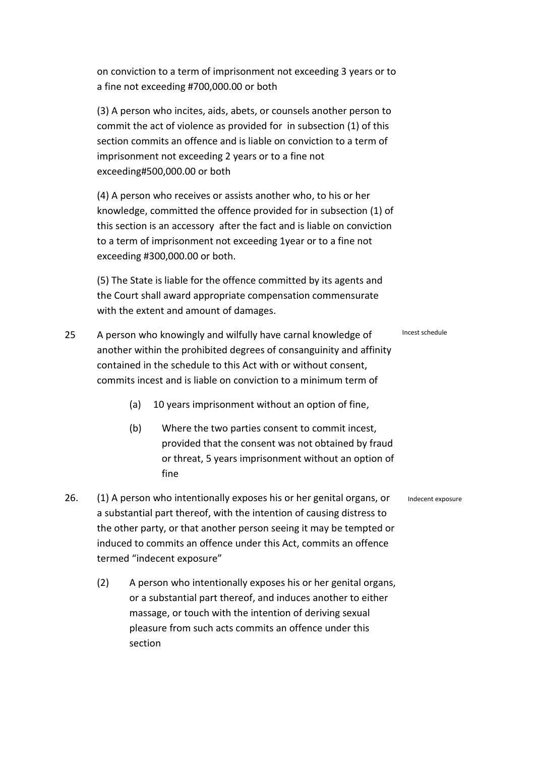on conviction to a term of imprisonment not exceeding 3 years or to a fine not exceeding #700,000.00 or both

(3) A person who incites, aids, abets, or counsels another person to commit the act of violence as provided for in subsection (1) of this section commits an offence and is liable on conviction to a term of imprisonment not exceeding 2 years or to a fine not exceeding#500,000.00 or both

(4) A person who receives or assists another who, to his or her knowledge, committed the offence provided for in subsection (1) of this section is an accessory after the fact and is liable on conviction to a term of imprisonment not exceeding 1year or to a fine not exceeding #300,000.00 or both.

(5) The State is liable for the offence committed by its agents and the Court shall award appropriate compensation commensurate with the extent and amount of damages.

25 A person who knowingly and wilfully have carnal knowledge of another within the prohibited degrees of consanguinity and affinity contained in the schedule to this Act with or without consent, commits incest and is liable on conviction to a minimum term of *(Incest schedule)*

(a) 10 years imprisonment without an option of fine,

(b) Where the two parties consent to commit incest, provided that the consent was not obtained by fraud or threat, 5 years imprisonment without an option of fine

26. (1) A person who intentionally exposes his or her genital organs, or a substantial part thereof, with the intention of causing distress to the other party, or that another person seeing it may be tempted or induced to commits an offence under this Act, commits an offence termed "indecent exposure" *(Indecent exposure)*

(2) A person who intentionally exposes his or her genital organs, or a substantial part thereof, and induces another to either massage, or touch with the intention of deriving sexual pleasure from such acts commits an offence under this section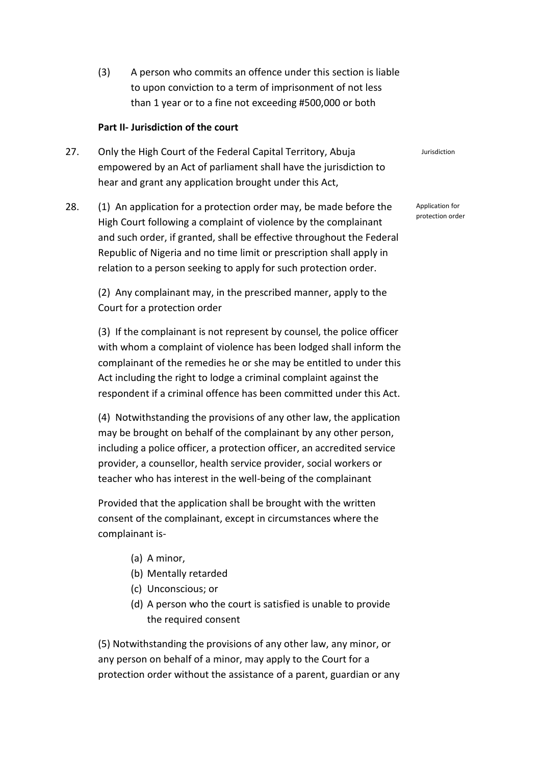(3) A person who commits an offence under this section is liable to upon conviction to a term of imprisonment of not less than 1 year or to a fine not exceeding #500,000 or both

**Part II- Jurisdiction of the court**

27. Only the High Court of the Federal Capital Territory, Abuja empowered by an Act of parliament shall have the jurisdiction to hear and grant any application brought under this Act, *Jurisdiction*

28. (1) An application for a protection order may, be made before the High Court following a complaint of violence by the complainant and such order, if granted, shall be effective throughout the Federal Republic of Nigeria and no time limit or prescription shall apply in relation to a person seeking to apply for such protection order. *Application for protection order*

(2) Any complainant may, in the prescribed manner, apply to the Court for a protection order

(3) If the complainant is not represent by counsel, the police officer with whom a complaint of violence has been lodged shall inform the complainant of the remedies he or she may be entitled to under this Act including the right to lodge a criminal complaint against the respondent if a criminal offence has been committed under this Act.

(4) Notwithstanding the provisions of any other law, the application may be brought on behalf of the complainant by any other person, including a police officer, a protection officer, an accredited service provider, a counsellor, health service provider, social workers or teacher who has interest in the well-being of the complainant

Provided that the application shall be brought with the written consent of the complainant, except in circumstances where the complainant is-

(a) A minor,
(b) Mentally retarded
(c) Unconscious; or
(d) A person who the court is satisfied is unable to provide the required consent

(5) Notwithstanding the provisions of any other law, any minor, or any person on behalf of a minor, may apply to the Court for a protection order without the assistance of a parent, guardian or any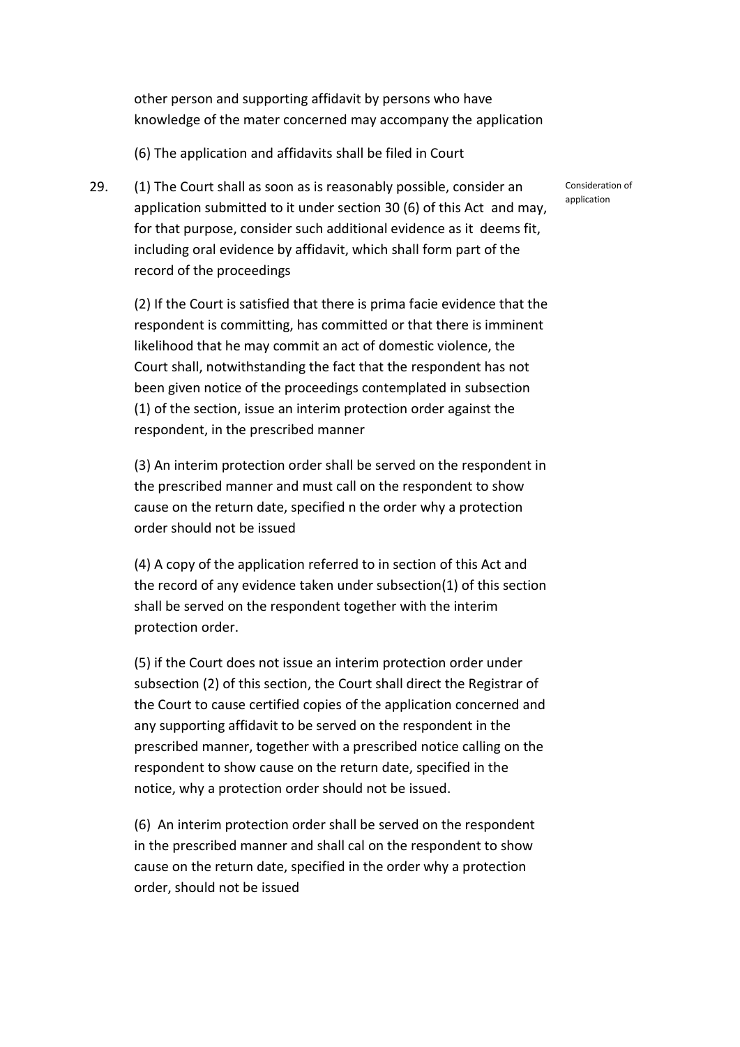other person and supporting affidavit by persons who have knowledge of the mater concerned may accompany the application

(6) The application and affidavits shall be filed in Court

29. (1) The Court shall as soon as is reasonably possible, consider an application submitted to it under section 30 (6) of this Act and may, for that purpose, consider such additional evidence as it deems fit, including oral evidence by affidavit, which shall form part of the record of the proceedings

Consideration of application

(2) If the Court is satisfied that there is prima facie evidence that the respondent is committing, has committed or that there is imminent likelihood that he may commit an act of domestic violence, the Court shall, notwithstanding the fact that the respondent has not been given notice of the proceedings contemplated in subsection (1) of the section, issue an interim protection order against the respondent, in the prescribed manner

(3) An interim protection order shall be served on the respondent in the prescribed manner and must call on the respondent to show cause on the return date, specified n the order why a protection order should not be issued

(4) A copy of the application referred to in section of this Act and the record of any evidence taken under subsection(1) of this section shall be served on the respondent together with the interim protection order.

(5) if the Court does not issue an interim protection order under subsection (2) of this section, the Court shall direct the Registrar of the Court to cause certified copies of the application concerned and any supporting affidavit to be served on the respondent in the prescribed manner, together with a prescribed notice calling on the respondent to show cause on the return date, specified in the notice, why a protection order should not be issued.

(6) An interim protection order shall be served on the respondent in the prescribed manner and shall cal on the respondent to show cause on the return date, specified in the order why a protection order, should not be issued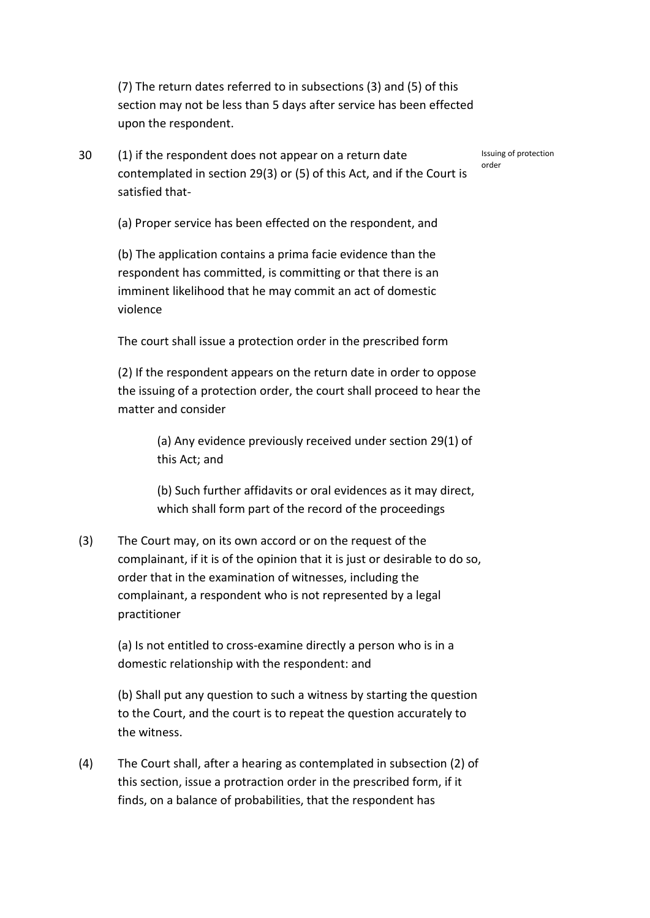(7) The return dates referred to in subsections (3) and (5) of this section may not be less than 5 days after service has been effected upon the respondent.

30 (1) if the respondent does not appear on a return date contemplated in section 29(3) or (5) of this Act, and if the Court is satisfied that-

Issuing of protection order

(a) Proper service has been effected on the respondent, and

(b) The application contains a prima facie evidence than the respondent has committed, is committing or that there is an imminent likelihood that he may commit an act of domestic violence

The court shall issue a protection order in the prescribed form

(2) If the respondent appears on the return date in order to oppose the issuing of a protection order, the court shall proceed to hear the matter and consider

(a) Any evidence previously received under section 29(1) of this Act; and

(b) Such further affidavits or oral evidences as it may direct, which shall form part of the record of the proceedings

(3) The Court may, on its own accord or on the request of the complainant, if it is of the opinion that it is just or desirable to do so, order that in the examination of witnesses, including the complainant, a respondent who is not represented by a legal practitioner

(a) Is not entitled to cross-examine directly a person who is in a domestic relationship with the respondent: and

(b) Shall put any question to such a witness by starting the question to the Court, and the court is to repeat the question accurately to the witness.

(4) The Court shall, after a hearing as contemplated in subsection (2) of this section, issue a protraction order in the prescribed form, if it finds, on a balance of probabilities, that the respondent has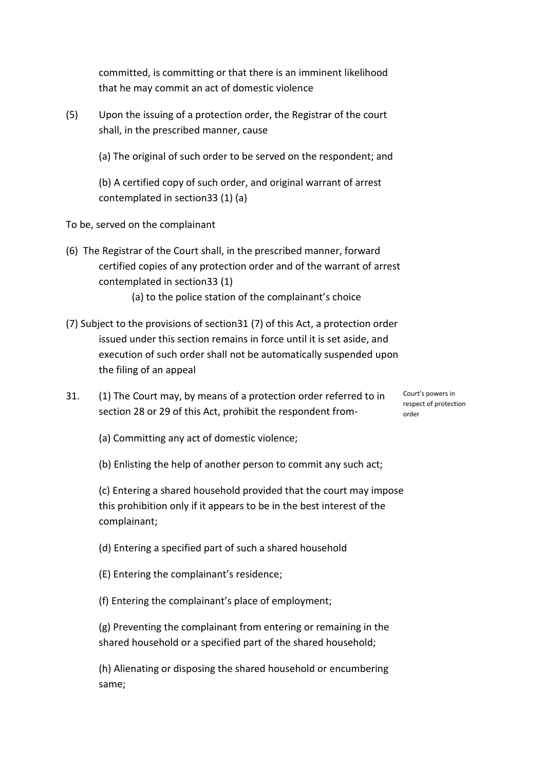committed, is committing or that there is an imminent likelihood that he may commit an act of domestic violence

(5) Upon the issuing of a protection order, the Registrar of the court shall, in the prescribed manner, cause

(a) The original of such order to be served on the respondent; and

(b) A certified copy of such order, and original warrant of arrest contemplated in section33 (1) (a)

To be, served on the complainant

(6) The Registrar of the Court shall, in the prescribed manner, forward certified copies of any protection order and of the warrant of arrest contemplated in section33 (1)

(a) to the police station of the complainant's choice

(7) Subject to the provisions of section31 (7) of this Act, a protection order issued under this section remains in force until it is set aside, and execution of such order shall not be automatically suspended upon the filing of an appeal

31. (1) The Court may, by means of a protection order referred to in section 28 or 29 of this Act, prohibit the respondent from-

Court's powers in respect of protection order

(a) Committing any act of domestic violence;

(b) Enlisting the help of another person to commit any such act;

(c) Entering a shared household provided that the court may impose this prohibition only if it appears to be in the best interest of the complainant;

(d) Entering a specified part of such a shared household

(E) Entering the complainant's residence;

(f) Entering the complainant's place of employment;

(g) Preventing the complainant from entering or remaining in the shared household or a specified part of the shared household;

(h) Alienating or disposing the shared household or encumbering same;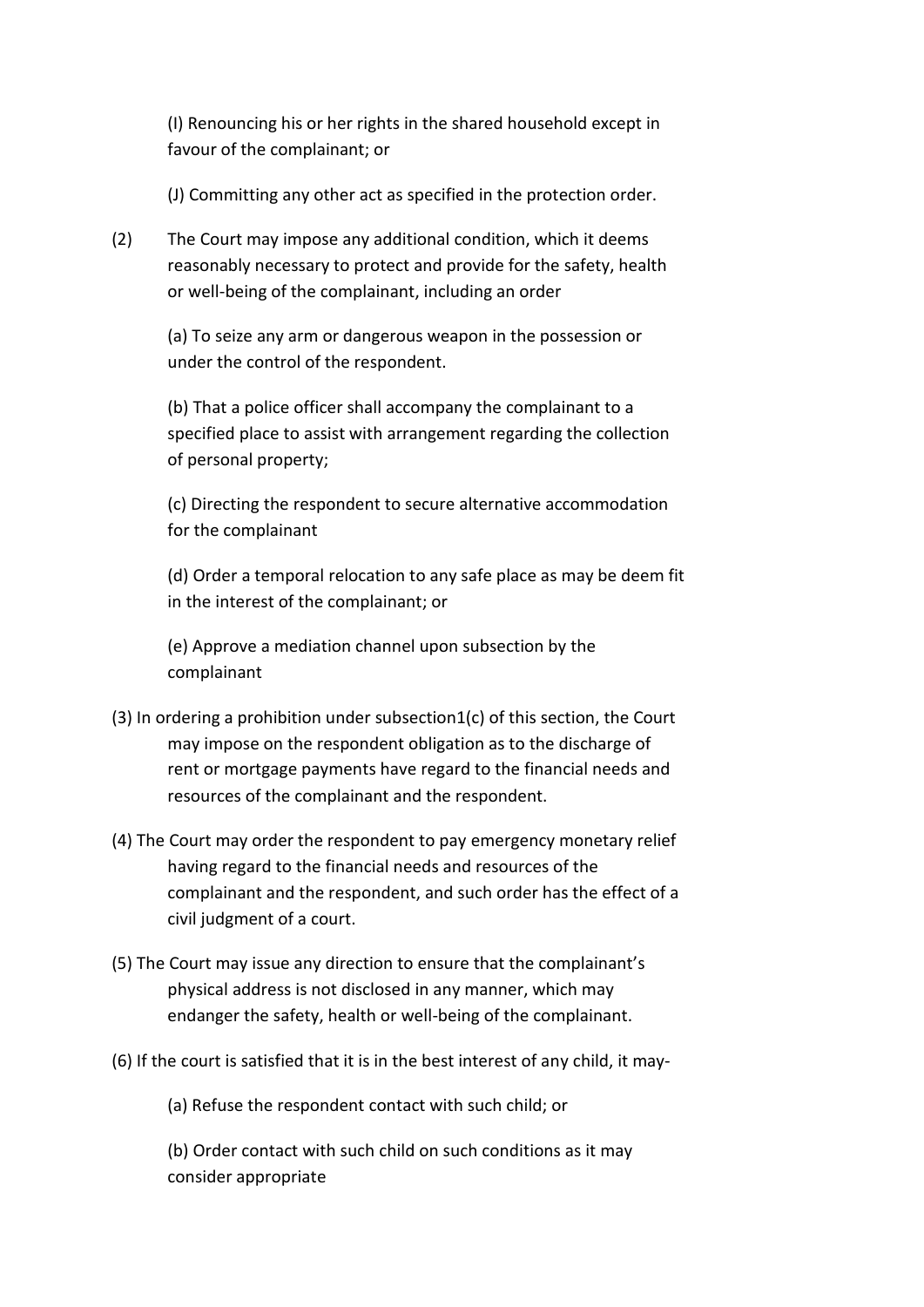(I) Renouncing his or her rights in the shared household except in favour of the complainant; or

(J) Committing any other act as specified in the protection order.

(2) The Court may impose any additional condition, which it deems reasonably necessary to protect and provide for the safety, health or well-being of the complainant, including an order

(a) To seize any arm or dangerous weapon in the possession or under the control of the respondent.

(b) That a police officer shall accompany the complainant to a specified place to assist with arrangement regarding the collection of personal property;

(c) Directing the respondent to secure alternative accommodation for the complainant

(d) Order a temporal relocation to any safe place as may be deem fit in the interest of the complainant; or

(e) Approve a mediation channel upon subsection by the complainant

(3) In ordering a prohibition under subsection1(c) of this section, the Court may impose on the respondent obligation as to the discharge of rent or mortgage payments have regard to the financial needs and resources of the complainant and the respondent.

(4) The Court may order the respondent to pay emergency monetary relief having regard to the financial needs and resources of the complainant and the respondent, and such order has the effect of a civil judgment of a court.

(5) The Court may issue any direction to ensure that the complainant's physical address is not disclosed in any manner, which may endanger the safety, health or well-being of the complainant.

(6) If the court is satisfied that it is in the best interest of any child, it may-

(a) Refuse the respondent contact with such child; or

(b) Order contact with such child on such conditions as it may consider appropriate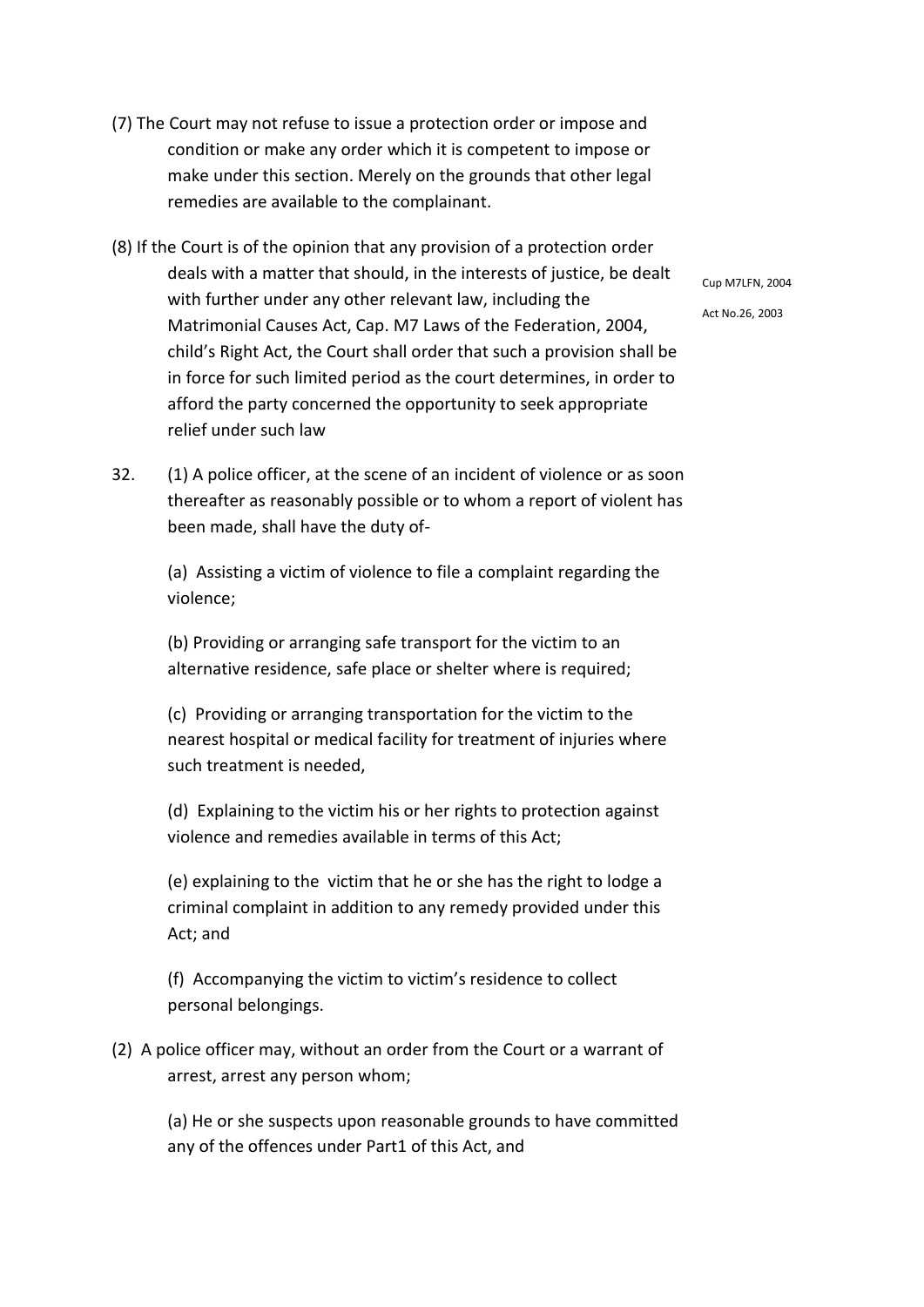(7) The Court may not refuse to issue a protection order or impose and condition or make any order which it is competent to impose or make under this section. Merely on the grounds that other legal remedies are available to the complainant.

(8) If the Court is of the opinion that any provision of a protection order deals with a matter that should, in the interests of justice, be dealt with further under any other relevant law, including the Matrimonial Causes Act, Cap. M7 Laws of the Federation, 2004, child's Right Act, the Court shall order that such a provision shall be in force for such limited period as the court determines, in order to afford the party concerned the opportunity to seek appropriate relief under such law

Cup M7LFN, 2004

Act No.26, 2003

32. (1) A police officer, at the scene of an incident of violence or as soon thereafter as reasonably possible or to whom a report of violent has been made, shall have the duty of-

(a) Assisting a victim of violence to file a complaint regarding the violence;

(b) Providing or arranging safe transport for the victim to an alternative residence, safe place or shelter where is required;

(c) Providing or arranging transportation for the victim to the nearest hospital or medical facility for treatment of injuries where such treatment is needed,

(d) Explaining to the victim his or her rights to protection against violence and remedies available in terms of this Act;

(e) explaining to the victim that he or she has the right to lodge a criminal complaint in addition to any remedy provided under this Act; and

(f) Accompanying the victim to victim's residence to collect personal belongings.

(2) A police officer may, without an order from the Court or a warrant of arrest, arrest any person whom;

(a) He or she suspects upon reasonable grounds to have committed any of the offences under Part1 of this Act, and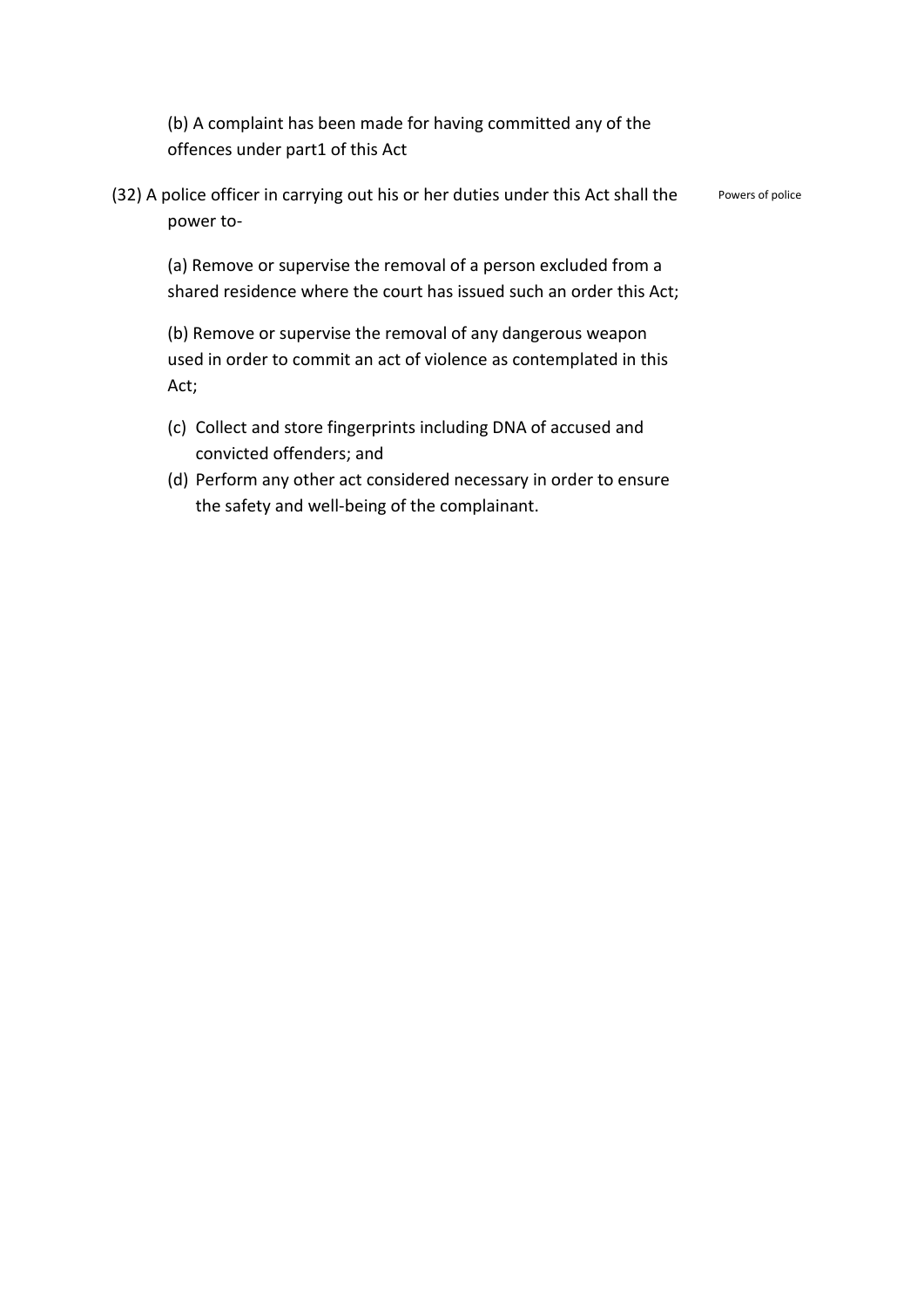(b) A complaint has been made for having committed any of the offences under part1 of this Act

(32) A police officer in carrying out his or her duties under this Act shall the power to-

Powers of police

(a) Remove or supervise the removal of a person excluded from a shared residence where the court has issued such an order this Act;

(b) Remove or supervise the removal of any dangerous weapon used in order to commit an act of violence as contemplated in this Act;

(c) Collect and store fingerprints including DNA of accused and convicted offenders; and

(d) Perform any other act considered necessary in order to ensure the safety and well-being of the complainant.